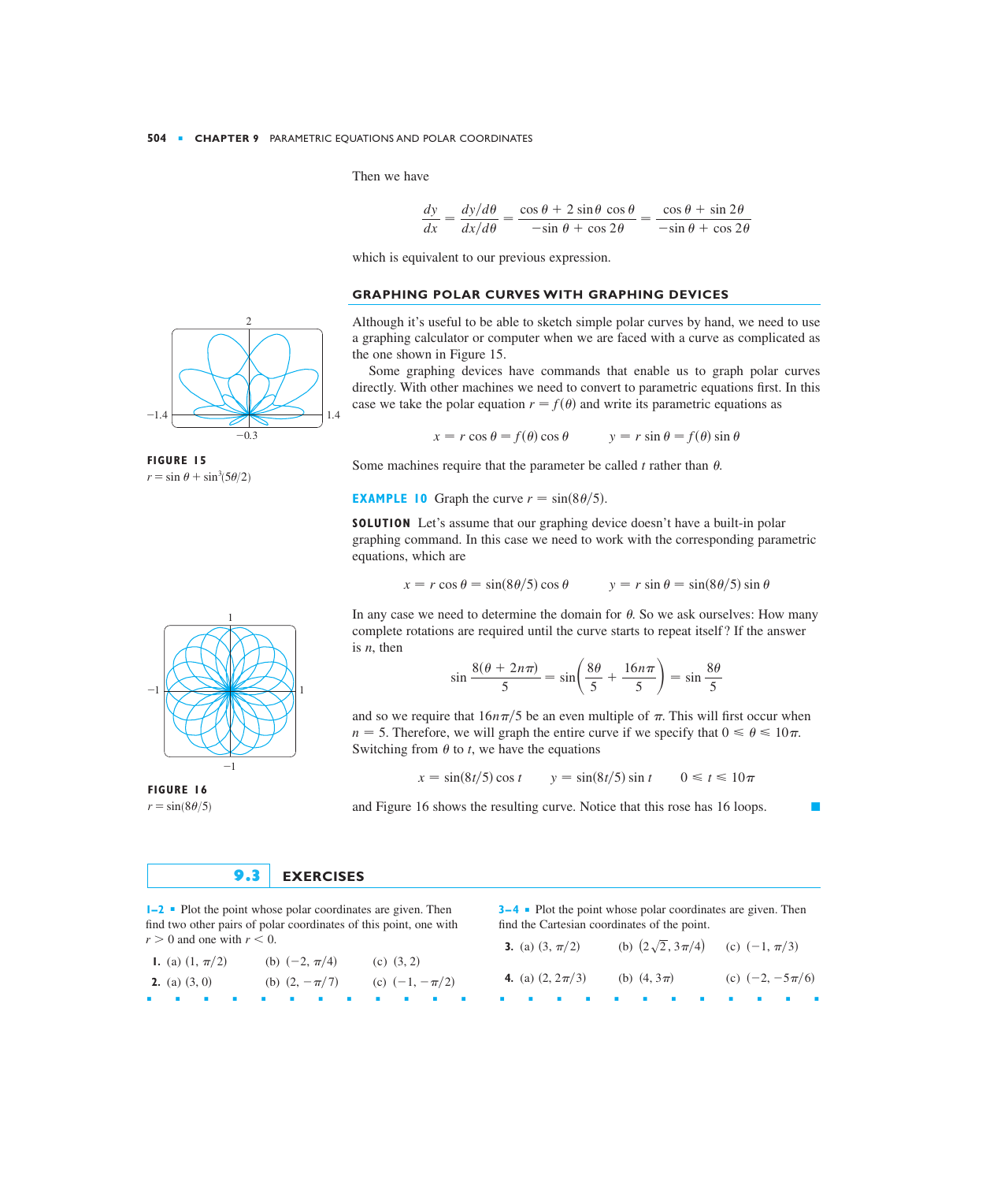Then we have

$$\frac{dy}{dx} = \frac{dy/d\theta}{dx/d\theta} = \frac{\cos\theta + 2\sin\theta\cos\theta}{-\sin\theta + \cos 2\theta} = \frac{\cos\theta + \sin 2\theta}{-\sin\theta + \cos 2\theta}$$

which is equivalent to our previous expression.

## GRAPHING POLAR CURVES WITH GRAPHING DEVICES

Although it's useful to be able to sketch simple polar curves by hand, we need to use a graphing calculator or computer when we are faced with a curve as complicated as the one shown in Figure 15.

Some graphing devices have commands that enable us to graph polar curves directly. With other machines we need to convert to parametric equations first. In this case we take the polar equation $r = f(\theta)$ and write its parametric equations as

$$x = r\cos\theta = f(\theta)\cos\theta \qquad y = r\sin\theta = f(\theta)\sin\theta$$

Some machines require that the parameter be called $t$ rather than $\theta$.

**FIGURE 15**
$r = \sin\theta + \sin^3(5\theta/2)$

**EXAMPLE 10** Graph the curve $r = \sin(8\theta/5)$.

**SOLUTION** Let's assume that our graphing device doesn't have a built-in polar graphing command. In this case we need to work with the corresponding parametric equations, which are

$$x = r\cos\theta = \sin(8\theta/5)\cos\theta \qquad y = r\sin\theta = \sin(8\theta/5)\sin\theta$$

In any case we need to determine the domain for $\theta$. So we ask ourselves: How many complete rotations are required until the curve starts to repeat itself? If the answer is $n$, then

$$\sin\frac{8(\theta + 2n\pi)}{5} = \sin\left(\frac{8\theta}{5} + \frac{16n\pi}{5}\right) = \sin\frac{8\theta}{5}$$

and so we require that $16n\pi/5$ be an even multiple of $\pi$. This will first occur when $n = 5$. Therefore, we will graph the entire curve if we specify that $0 \leqslant \theta \leqslant 10\pi$. Switching from $\theta$ to $t$, we have the equations

$$x = \sin(8t/5)\cos t \qquad y = \sin(8t/5)\sin t \qquad 0 \leqslant t \leqslant 10\pi$$

and Figure 16 shows the resulting curve. Notice that this rose has 16 loops. ■

**FIGURE 16**
$r = \sin(8\theta/5)$

## 9.3 EXERCISES

**1–2** ▪ Plot the point whose polar coordinates are given. Then find two other pairs of polar coordinates of this point, one with $r > 0$ and one with $r < 0$.

**1.** (a) $(1, \pi/2)$ (b) $(-2, \pi/4)$ (c) $(3, 2)$

**2.** (a) $(3, 0)$ (b) $(2, -\pi/7)$ (c) $(-1, -\pi/2)$

**3–4** ▪ Plot the point whose polar coordinates are given. Then find the Cartesian coordinates of the point.

**3.** (a) $(3, \pi/2)$ (b) $(2\sqrt{2}, 3\pi/4)$ (c) $(-1, \pi/3)$

**4.** (a) $(2, 2\pi/3)$ (b) $(4, 3\pi)$ (c) $(-2, -5\pi/6)$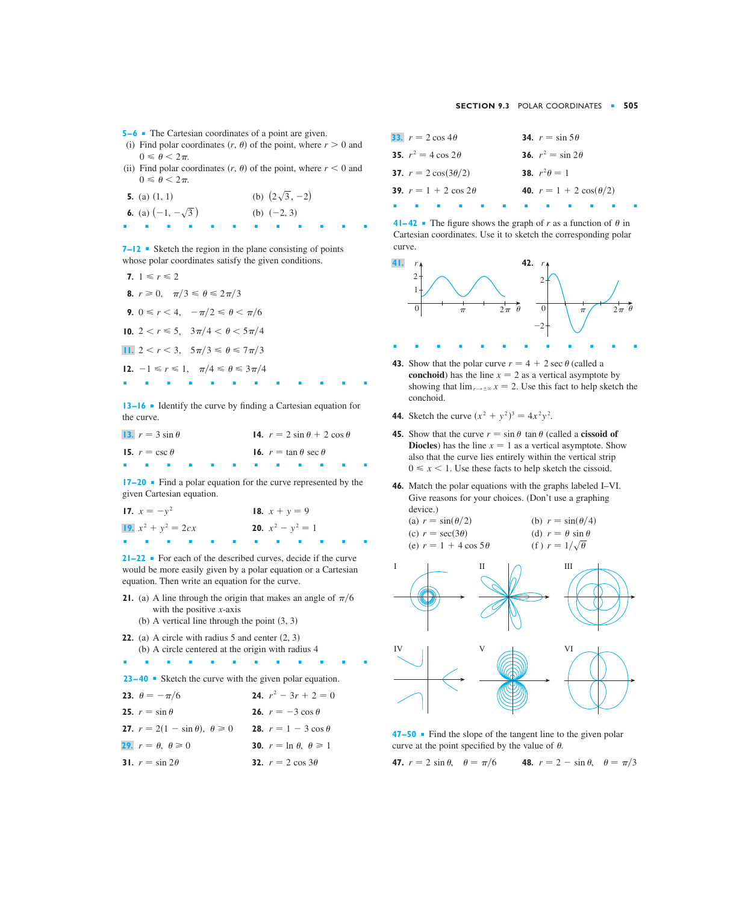**5–6** ▪ The Cartesian coordinates of a point are given.

(i) Find polar coordinates $(r, \theta)$ of the point, where $r > 0$ and $0 \leqslant \theta < 2\pi$.

(ii) Find polar coordinates $(r, \theta)$ of the point, where $r < 0$ and $0 \leqslant \theta < 2\pi$.

**5.** (a) $(1, 1)$ (b) $(2\sqrt{3}, -2)$

**6.** (a) $(-1, -\sqrt{3})$ (b) $(-2, 3)$

**7–12** ▪ Sketch the region in the plane consisting of points whose polar coordinates satisfy the given conditions.

**7.** $1 \leqslant r \leqslant 2$

**8.** $r \geqslant 0, \quad \pi/3 \leqslant \theta \leqslant 2\pi/3$

**9.** $0 \leqslant r < 4, \quad -\pi/2 \leqslant \theta < \pi/6$

**10.** $2 < r \leqslant 5, \quad 3\pi/4 < \theta < 5\pi/4$

**11.** $2 < r < 3, \quad 5\pi/3 \leqslant \theta \leqslant 7\pi/3$

**12.** $-1 \leqslant r \leqslant 1, \quad \pi/4 \leqslant \theta \leqslant 3\pi/4$

**13–16** ▪ Identify the curve by finding a Cartesian equation for the curve.

**13.** $r = 3 \sin \theta$

**14.** $r = 2 \sin \theta + 2 \cos \theta$

**15.** $r = \csc \theta$

**16.** $r = \tan \theta \sec \theta$

**17–20** ▪ Find a polar equation for the curve represented by the given Cartesian equation.

**17.** $x = -y^2$

**18.** $x + y = 9$

**19.** $x^2 + y^2 = 2cx$

**20.** $x^2 - y^2 = 1$

**21–22** ▪ For each of the described curves, decide if the curve would be more easily given by a polar equation or a Cartesian equation. Then write an equation for the curve.

**21.** (a) A line through the origin that makes an angle of $\pi/6$ with the positive $x$-axis

(b) A vertical line through the point $(3, 3)$

**22.** (a) A circle with radius 5 and center $(2, 3)$

(b) A circle centered at the origin with radius 4

**23–40** ▪ Sketch the curve with the given polar equation.

**23.** $\theta = -\pi/6$

**24.** $r^2 - 3r + 2 = 0$

**25.** $r = \sin \theta$

**26.** $r = -3 \cos \theta$

**27.** $r = 2(1 - \sin \theta), \quad \theta \geqslant 0$

**28.** $r = 1 - 3 \cos \theta$

**29.** $r = \theta, \quad \theta \geqslant 0$

**30.** $r = \ln \theta, \quad \theta \geqslant 1$

**31.** $r = \sin 2\theta$

**32.** $r = 2 \cos 3\theta$

**33.** $r = 2 \cos 4\theta$

**34.** $r = \sin 5\theta$

**35.** $r^2 = 4 \cos 2\theta$

**36.** $r^2 = \sin 2\theta$

**37.** $r = 2 \cos(3\theta/2)$

**38.** $r^2\theta = 1$

**39.** $r = 1 + 2 \cos 2\theta$

**40.** $r = 1 + 2 \cos(\theta/2)$

**41–42** ▪ The figure shows the graph of $r$ as a function of $\theta$ in Cartesian coordinates. Use it to sketch the corresponding polar curve.

**41.**

**42.**

**43.** Show that the polar curve $r = 4 + 2 \sec \theta$ (called a **conchoid**) has the line $x = 2$ as a vertical asymptote by showing that $\lim_{r \to \pm\infty} x = 2$. Use this fact to help sketch the conchoid.

**44.** Sketch the curve $(x^2 + y^2)^3 = 4x^2y^2$.

**45.** Show that the curve $r = \sin \theta \tan \theta$ (called a **cissoid of Diocles**) has the line $x = 1$ as a vertical asymptote. Show also that the curve lies entirely within the vertical strip $0 \leqslant x < 1$. Use these facts to help sketch the cissoid.

**46.** Match the polar equations with the graphs labeled I–VI. Give reasons for your choices. (Don't use a graphing device.)

(a) $r = \sin(\theta/2)$ (b) $r = \sin(\theta/4)$

(c) $r = \sec(3\theta)$ (d) $r = \theta \sin \theta$

(e) $r = 1 + 4 \cos 5\theta$ (f) $r = 1/\sqrt{\theta}$

I II III

IV V VI

**47–50** ▪ Find the slope of the tangent line to the given polar curve at the point specified by the value of $\theta$.

**47.** $r = 2 \sin \theta, \quad \theta = \pi/6$

**48.** $r = 2 - \sin \theta, \quad \theta = \pi/3$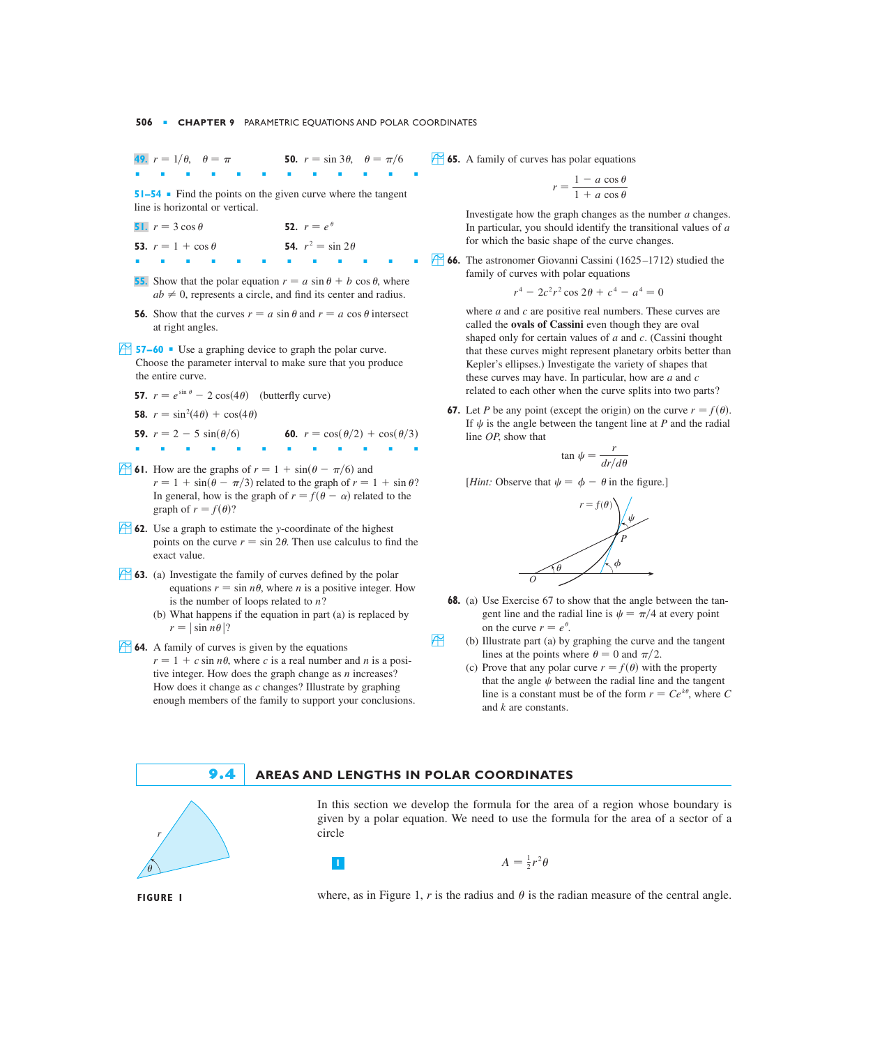**49.** $r = 1/\theta, \quad \theta = \pi$ **50.** $r = \sin 3\theta, \quad \theta = \pi/6$

**51–54** ▪ Find the points on the given curve where the tangent line is horizontal or vertical.

**51.** $r = 3\cos\theta$ **52.** $r = e^{\theta}$

**53.** $r = 1 + \cos\theta$ **54.** $r^2 = \sin 2\theta$

**55.** Show that the polar equation $r = a\sin\theta + b\cos\theta$, where $ab \neq 0$, represents a circle, and find its center and radius.

**56.** Show that the curves $r = a\sin\theta$ and $r = a\cos\theta$ intersect at right angles.

**57–60** ▪ Use a graphing device to graph the polar curve. Choose the parameter interval to make sure that you produce the entire curve.

**57.** $r = e^{\sin\theta} - 2\cos(4\theta)$ (butterfly curve)

**58.** $r = \sin^2(4\theta) + \cos(4\theta)$

**59.** $r = 2 - 5\sin(\theta/6)$ **60.** $r = \cos(\theta/2) + \cos(\theta/3)$

**61.** How are the graphs of $r = 1 + \sin(\theta - \pi/6)$ and $r = 1 + \sin(\theta - \pi/3)$ related to the graph of $r = 1 + \sin\theta$? In general, how is the graph of $r = f(\theta - \alpha)$ related to the graph of $r = f(\theta)$?

**62.** Use a graph to estimate the $y$-coordinate of the highest points on the curve $r = \sin 2\theta$. Then use calculus to find the exact value.

**63.** (a) Investigate the family of curves defined by the polar equations $r = \sin n\theta$, where $n$ is a positive integer. How is the number of loops related to $n$?

(b) What happens if the equation in part (a) is replaced by $r = |\sin n\theta|$?

**64.** A family of curves is given by the equations $r = 1 + c\sin n\theta$, where $c$ is a real number and $n$ is a positive integer. How does the graph change as $n$ increases? How does it change as $c$ changes? Illustrate by graphing enough members of the family to support your conclusions.

**65.** A family of curves has polar equations

$$r = \frac{1 - a\cos\theta}{1 + a\cos\theta}$$

Investigate how the graph changes as the number $a$ changes. In particular, you should identify the transitional values of $a$ for which the basic shape of the curve changes.

**66.** The astronomer Giovanni Cassini (1625–1712) studied the family of curves with polar equations

$$r^4 - 2c^2r^2\cos 2\theta + c^4 - a^4 = 0$$

where $a$ and $c$ are positive real numbers. These curves are called the **ovals of Cassini** even though they are oval shaped only for certain values of $a$ and $c$. (Cassini thought that these curves might represent planetary orbits better than Kepler's ellipses.) Investigate the variety of shapes that these curves may have. In particular, how are $a$ and $c$ related to each other when the curve splits into two parts?

**67.** Let $P$ be any point (except the origin) on the curve $r = f(\theta)$. If $\psi$ is the angle between the tangent line at $P$ and the radial line $OP$, show that

$$\tan\psi = \frac{r}{dr/d\theta}$$

[*Hint:* Observe that $\psi = \phi - \theta$ in the figure.]

$r = f(\theta)$
$\psi$
$P$
$\phi$
$\theta$
$O$

**68.** (a) Use Exercise 67 to show that the angle between the tangent line and the radial line is $\psi = \pi/4$ at every point on the curve $r = e^{\theta}$.

(b) Illustrate part (a) by graphing the curve and the tangent lines at the points where $\theta = 0$ and $\pi/2$.

(c) Prove that any polar curve $r = f(\theta)$ with the property that the angle $\psi$ between the radial line and the tangent line is a constant must be of the form $r = Ce^{k\theta}$, where $C$ and $k$ are constants.

## 9.4 AREAS AND LENGTHS IN POLAR COORDINATES

In this section we develop the formula for the area of a region whose boundary is given by a polar equation. We need to use the formula for the area of a sector of a circle

**1** $$A = \tfrac{1}{2}r^2\theta$$

where, as in Figure 1, $r$ is the radius and $\theta$ is the radian measure of the central angle.

$r$
$\theta$

FIGURE 1